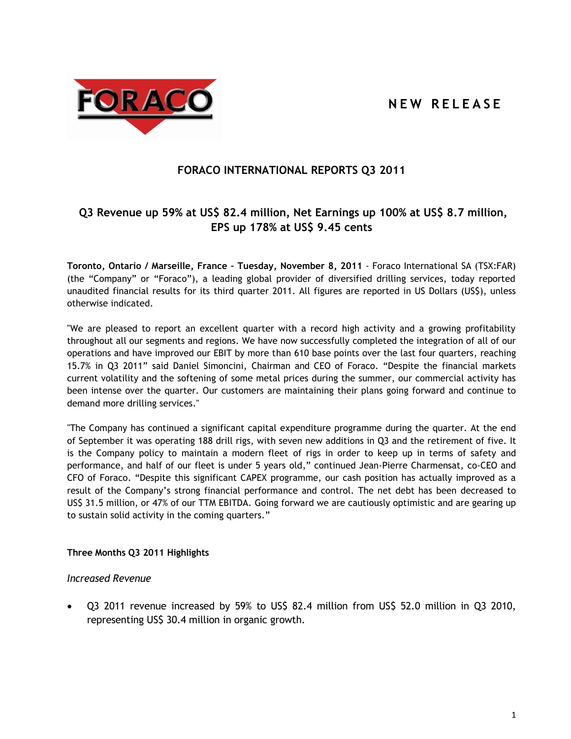FORACO

**NEW RELEASE**

# FORACO INTERNATIONAL REPORTS Q3 2011

## Q3 Revenue up 59% at US$ 82.4 million, Net Earnings up 100% at US$ 8.7 million, EPS up 178% at US$ 9.45 cents

**Toronto, Ontario / Marseille, France – Tuesday, November 8, 2011** - Foraco International SA (TSX:FAR) (the "Company" or "Foraco"), a leading global provider of diversified drilling services, today reported unaudited financial results for its third quarter 2011. All figures are reported in US Dollars (US$), unless otherwise indicated.

"We are pleased to report an excellent quarter with a record high activity and a growing profitability throughout all our segments and regions. We have now successfully completed the integration of all of our operations and have improved our EBIT by more than 610 base points over the last four quarters, reaching 15.7% in Q3 2011" said Daniel Simoncini, Chairman and CEO of Foraco. "Despite the financial markets current volatility and the softening of some metal prices during the summer, our commercial activity has been intense over the quarter. Our customers are maintaining their plans going forward and continue to demand more drilling services."

"The Company has continued a significant capital expenditure programme during the quarter. At the end of September it was operating 188 drill rigs, with seven new additions in Q3 and the retirement of five. It is the Company policy to maintain a modern fleet of rigs in order to keep up in terms of safety and performance, and half of our fleet is under 5 years old," continued Jean-Pierre Charmensat, co-CEO and CFO of Foraco. "Despite this significant CAPEX programme, our cash position has actually improved as a result of the Company's strong financial performance and control. The net debt has been decreased to US$ 31.5 million, or 47% of our TTM EBITDA. Going forward we are cautiously optimistic and are gearing up to sustain solid activity in the coming quarters."

**Three Months Q3 2011 Highlights**

*Increased Revenue*

- Q3 2011 revenue increased by 59% to US$ 82.4 million from US$ 52.0 million in Q3 2010, representing US$ 30.4 million in organic growth.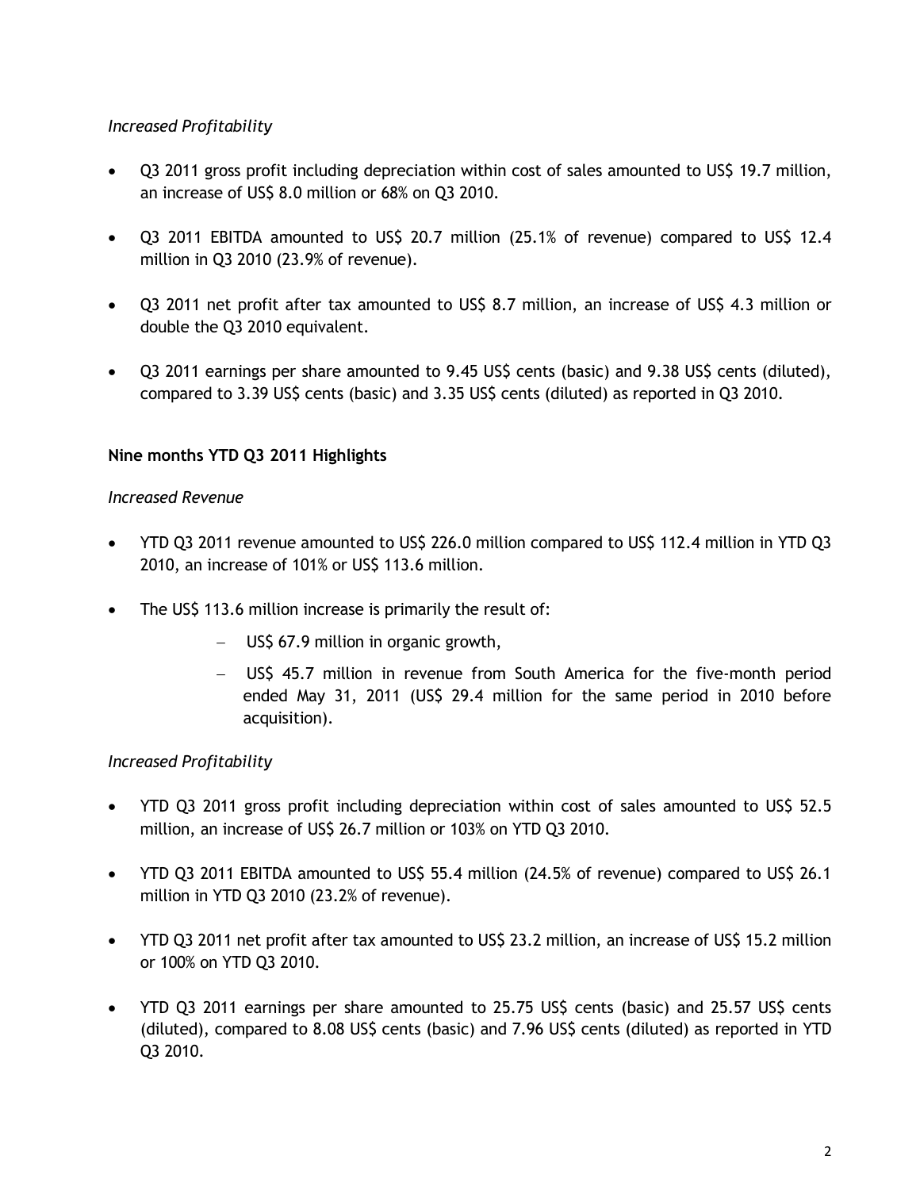*Increased Profitability*

- Q3 2011 gross profit including depreciation within cost of sales amounted to US$ 19.7 million, an increase of US$ 8.0 million or 68% on Q3 2010.
- Q3 2011 EBITDA amounted to US$ 20.7 million (25.1% of revenue) compared to US$ 12.4 million in Q3 2010 (23.9% of revenue).
- Q3 2011 net profit after tax amounted to US$ 8.7 million, an increase of US$ 4.3 million or double the Q3 2010 equivalent.
- Q3 2011 earnings per share amounted to 9.45 US$ cents (basic) and 9.38 US$ cents (diluted), compared to 3.39 US$ cents (basic) and 3.35 US$ cents (diluted) as reported in Q3 2010.

**Nine months YTD Q3 2011 Highlights**

*Increased Revenue*

- YTD Q3 2011 revenue amounted to US$ 226.0 million compared to US$ 112.4 million in YTD Q3 2010, an increase of 101% or US$ 113.6 million.
- The US$ 113.6 million increase is primarily the result of:
  - US$ 67.9 million in organic growth,
  - US$ 45.7 million in revenue from South America for the five-month period ended May 31, 2011 (US$ 29.4 million for the same period in 2010 before acquisition).

*Increased Profitability*

- YTD Q3 2011 gross profit including depreciation within cost of sales amounted to US$ 52.5 million, an increase of US$ 26.7 million or 103% on YTD Q3 2010.
- YTD Q3 2011 EBITDA amounted to US$ 55.4 million (24.5% of revenue) compared to US$ 26.1 million in YTD Q3 2010 (23.2% of revenue).
- YTD Q3 2011 net profit after tax amounted to US$ 23.2 million, an increase of US$ 15.2 million or 100% on YTD Q3 2010.
- YTD Q3 2011 earnings per share amounted to 25.75 US$ cents (basic) and 25.57 US$ cents (diluted), compared to 8.08 US$ cents (basic) and 7.96 US$ cents (diluted) as reported in YTD Q3 2010.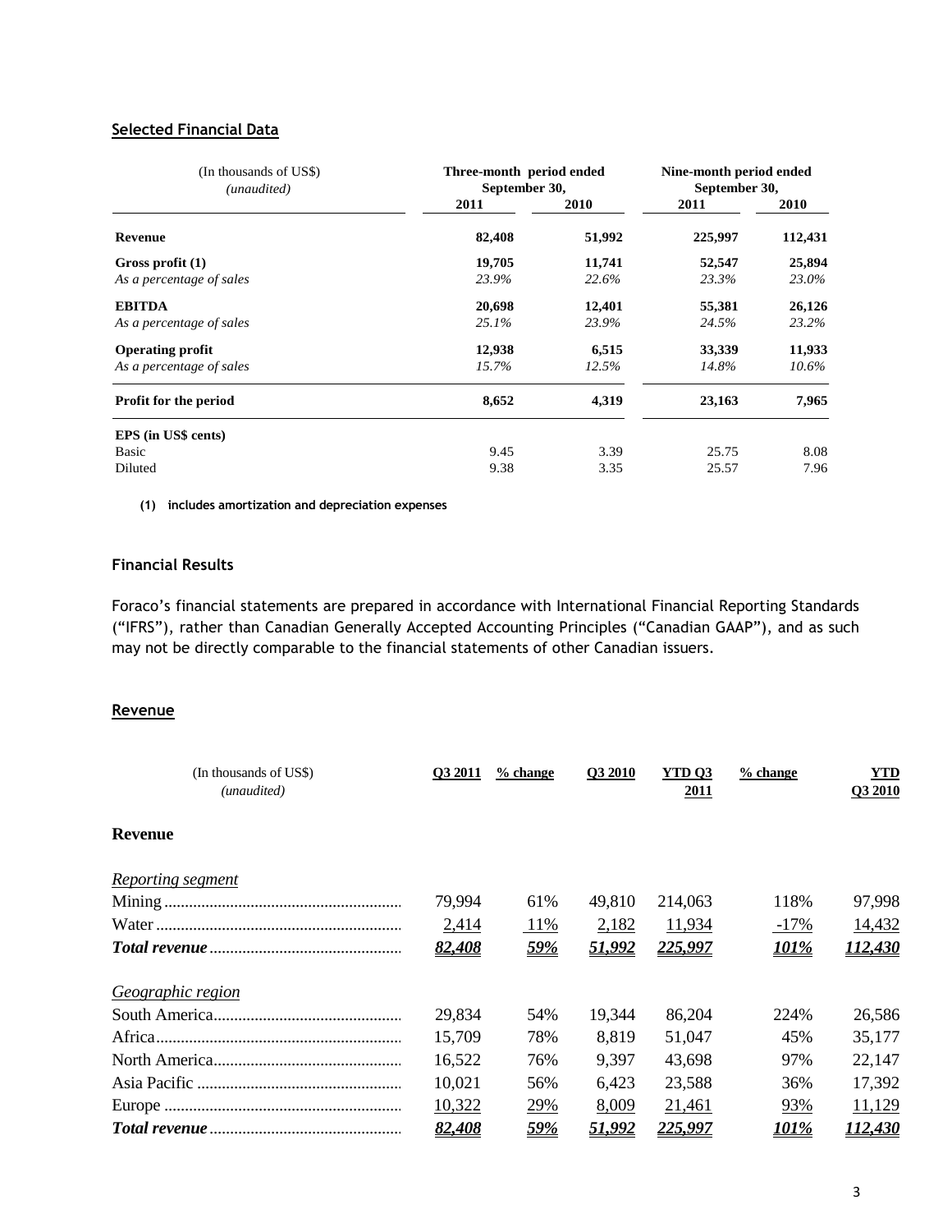## Selected Financial Data

| (In thousands of US$) *(unaudited)* | Three-month period ended September 30, | | Nine-month period ended September 30, | |
|---|---|---|---|---|
| | 2011 | 2010 | 2011 | 2010 |
| **Revenue** | **82,408** | **51,992** | **225,997** | **112,431** |
| **Gross profit (1)** | **19,705** | **11,741** | **52,547** | **25,894** |
| *As a percentage of sales* | *23.9%* | *22.6%* | *23.3%* | *23.0%* |
| **EBITDA** | **20,698** | **12,401** | **55,381** | **26,126** |
| *As a percentage of sales* | *25.1%* | *23.9%* | *24.5%* | *23.2%* |
| **Operating profit** | **12,938** | **6,515** | **33,339** | **11,933** |
| *As a percentage of sales* | *15.7%* | *12.5%* | *14.8%* | *10.6%* |
| **Profit for the period** | **8,652** | **4,319** | **23,163** | **7,965** |
| **EPS (in US$ cents)** | | | | |
| Basic | 9.45 | 3.39 | 25.75 | 8.08 |
| Diluted | 9.38 | 3.35 | 25.57 | 7.96 |

**(1) includes amortization and depreciation expenses**

### Financial Results

Foraco's financial statements are prepared in accordance with International Financial Reporting Standards ("IFRS"), rather than Canadian Generally Accepted Accounting Principles ("Canadian GAAP"), and as such may not be directly comparable to the financial statements of other Canadian issuers.

## Revenue

| (In thousands of US$) *(unaudited)* | Q3 2011 | % change | Q3 2010 | YTD Q3 2011 | % change | YTD Q3 2010 |
|---|---|---|---|---|---|---|
| **Revenue** | | | | | | |
| *Reporting segment* | | | | | | |
| Mining | 79,994 | 61% | 49,810 | 214,063 | 118% | 97,998 |
| Water | 2,414 | 11% | 2,182 | 11,934 | -17% | 14,432 |
| ***Total revenue*** | ***82,408*** | ***59%*** | ***51,992*** | ***225,997*** | ***101%*** | ***112,430*** |
| *Geographic region* | | | | | | |
| South America | 29,834 | 54% | 19,344 | 86,204 | 224% | 26,586 |
| Africa | 15,709 | 78% | 8,819 | 51,047 | 45% | 35,177 |
| North America | 16,522 | 76% | 9,397 | 43,698 | 97% | 22,147 |
| Asia Pacific | 10,021 | 56% | 6,423 | 23,588 | 36% | 17,392 |
| Europe | 10,322 | 29% | 8,009 | 21,461 | 93% | 11,129 |
| ***Total revenue*** | ***82,408*** | ***59%*** | ***51,992*** | ***225,997*** | ***101%*** | ***112,430*** |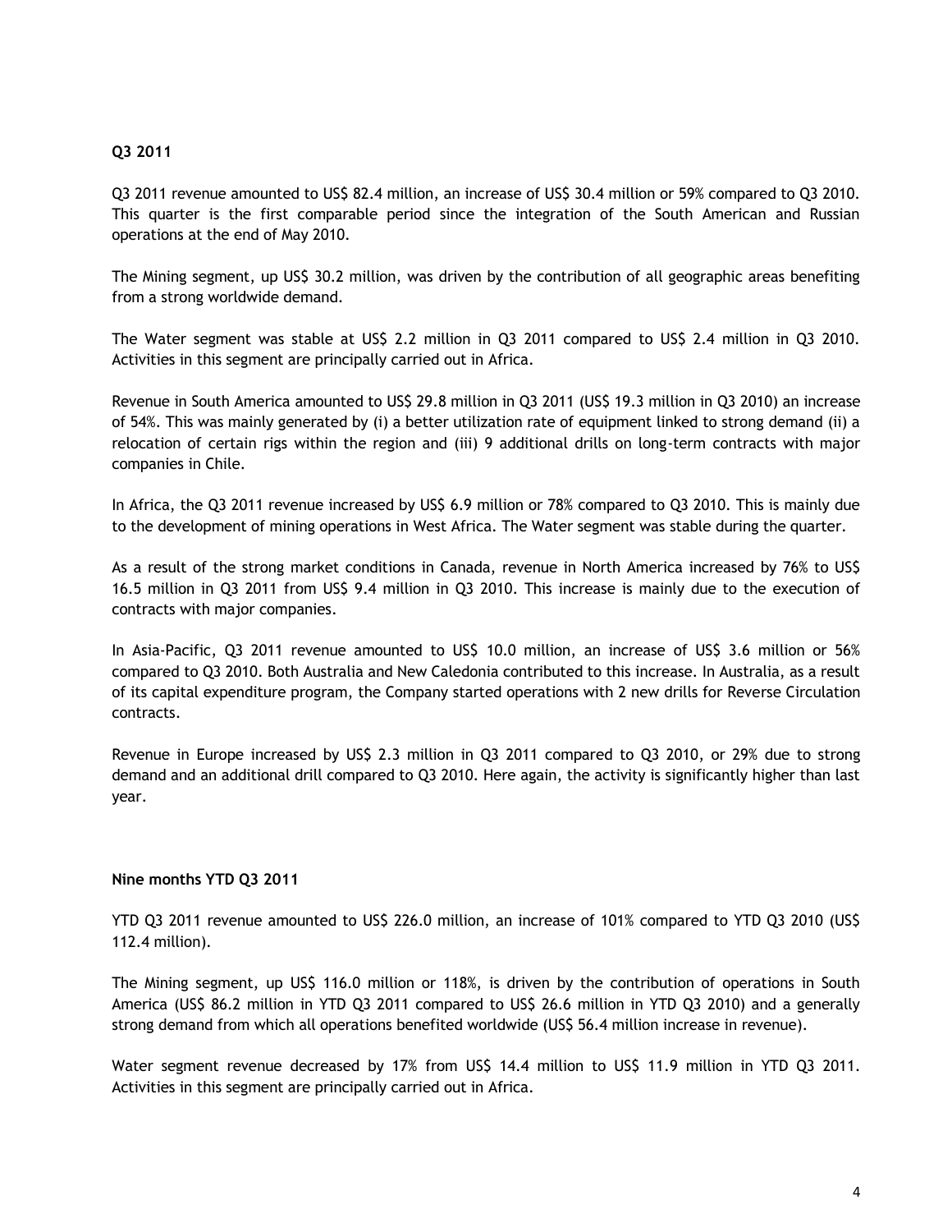**Q3 2011**

Q3 2011 revenue amounted to US$ 82.4 million, an increase of US$ 30.4 million or 59% compared to Q3 2010. This quarter is the first comparable period since the integration of the South American and Russian operations at the end of May 2010.

The Mining segment, up US$ 30.2 million, was driven by the contribution of all geographic areas benefiting from a strong worldwide demand.

The Water segment was stable at US$ 2.2 million in Q3 2011 compared to US$ 2.4 million in Q3 2010. Activities in this segment are principally carried out in Africa.

Revenue in South America amounted to US$ 29.8 million in Q3 2011 (US$ 19.3 million in Q3 2010) an increase of 54%. This was mainly generated by (i) a better utilization rate of equipment linked to strong demand (ii) a relocation of certain rigs within the region and (iii) 9 additional drills on long-term contracts with major companies in Chile.

In Africa, the Q3 2011 revenue increased by US$ 6.9 million or 78% compared to Q3 2010. This is mainly due to the development of mining operations in West Africa. The Water segment was stable during the quarter.

As a result of the strong market conditions in Canada, revenue in North America increased by 76% to US$ 16.5 million in Q3 2011 from US$ 9.4 million in Q3 2010. This increase is mainly due to the execution of contracts with major companies.

In Asia-Pacific, Q3 2011 revenue amounted to US$ 10.0 million, an increase of US$ 3.6 million or 56% compared to Q3 2010. Both Australia and New Caledonia contributed to this increase. In Australia, as a result of its capital expenditure program, the Company started operations with 2 new drills for Reverse Circulation contracts.

Revenue in Europe increased by US$ 2.3 million in Q3 2011 compared to Q3 2010, or 29% due to strong demand and an additional drill compared to Q3 2010. Here again, the activity is significantly higher than last year.

**Nine months YTD Q3 2011**

YTD Q3 2011 revenue amounted to US$ 226.0 million, an increase of 101% compared to YTD Q3 2010 (US$ 112.4 million).

The Mining segment, up US$ 116.0 million or 118%, is driven by the contribution of operations in South America (US$ 86.2 million in YTD Q3 2011 compared to US$ 26.6 million in YTD Q3 2010) and a generally strong demand from which all operations benefited worldwide (US$ 56.4 million increase in revenue).

Water segment revenue decreased by 17% from US$ 14.4 million to US$ 11.9 million in YTD Q3 2011. Activities in this segment are principally carried out in Africa.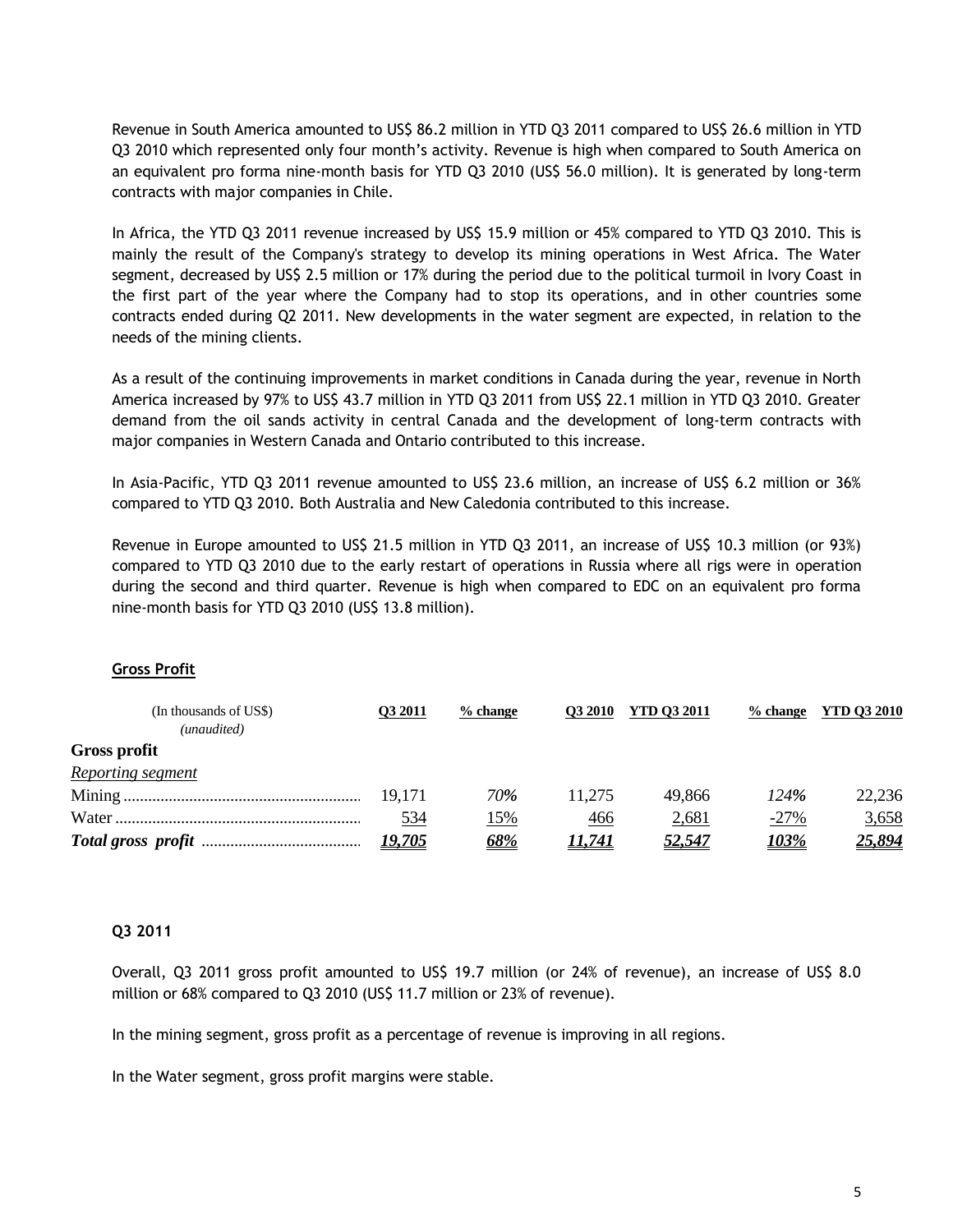Revenue in South America amounted to US$ 86.2 million in YTD Q3 2011 compared to US$ 26.6 million in YTD Q3 2010 which represented only four month's activity. Revenue is high when compared to South America on an equivalent pro forma nine-month basis for YTD Q3 2010 (US$ 56.0 million). It is generated by long-term contracts with major companies in Chile.

In Africa, the YTD Q3 2011 revenue increased by US$ 15.9 million or 45% compared to YTD Q3 2010. This is mainly the result of the Company's strategy to develop its mining operations in West Africa. The Water segment, decreased by US$ 2.5 million or 17% during the period due to the political turmoil in Ivory Coast in the first part of the year where the Company had to stop its operations, and in other countries some contracts ended during Q2 2011. New developments in the water segment are expected, in relation to the needs of the mining clients.

As a result of the continuing improvements in market conditions in Canada during the year, revenue in North America increased by 97% to US$ 43.7 million in YTD Q3 2011 from US$ 22.1 million in YTD Q3 2010. Greater demand from the oil sands activity in central Canada and the development of long-term contracts with major companies in Western Canada and Ontario contributed to this increase.

In Asia-Pacific, YTD Q3 2011 revenue amounted to US$ 23.6 million, an increase of US$ 6.2 million or 36% compared to YTD Q3 2010. Both Australia and New Caledonia contributed to this increase.

Revenue in Europe amounted to US$ 21.5 million in YTD Q3 2011, an increase of US$ 10.3 million (or 93%) compared to YTD Q3 2010 due to the early restart of operations in Russia where all rigs were in operation during the second and third quarter. Revenue is high when compared to EDC on an equivalent pro forma nine-month basis for YTD Q3 2010 (US$ 13.8 million).

## Gross Profit

| (In thousands of US$) *(unaudited)* | Q3 2011 | % change | Q3 2010 | YTD Q3 2011 | % change | YTD Q3 2010 |
|---|---|---|---|---|---|---|
| **Gross profit** | | | | | | |
| *Reporting segment* | | | | | | |
| Mining | 19,171 | *70%* | 11,275 | 49,866 | *124%* | 22,236 |
| Water | 534 | 15% | 466 | 2,681 | -27% | 3,658 |
| ***Total gross profit*** | ***19,705*** | ***68%*** | ***11,741*** | ***52,547*** | ***103%*** | ***25,894*** |

### Q3 2011

Overall, Q3 2011 gross profit amounted to US$ 19.7 million (or 24% of revenue), an increase of US$ 8.0 million or 68% compared to Q3 2010 (US$ 11.7 million or 23% of revenue).

In the mining segment, gross profit as a percentage of revenue is improving in all regions.

In the Water segment, gross profit margins were stable.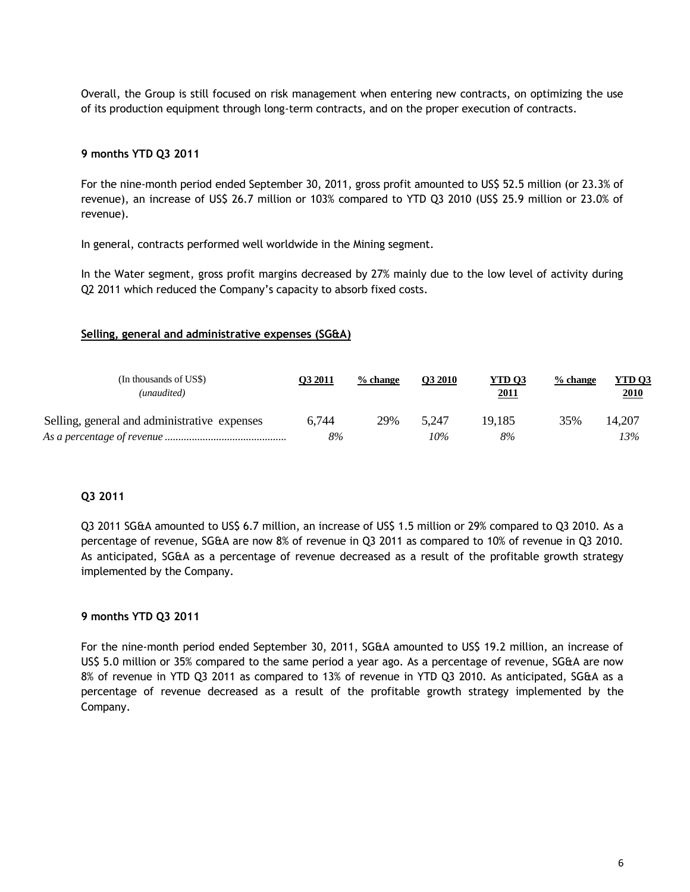Overall, the Group is still focused on risk management when entering new contracts, on optimizing the use of its production equipment through long-term contracts, and on the proper execution of contracts.

**9 months YTD Q3 2011**

For the nine-month period ended September 30, 2011, gross profit amounted to US$ 52.5 million (or 23.3% of revenue), an increase of US$ 26.7 million or 103% compared to YTD Q3 2010 (US$ 25.9 million or 23.0% of revenue).

In general, contracts performed well worldwide in the Mining segment.

In the Water segment, gross profit margins decreased by 27% mainly due to the low level of activity during Q2 2011 which reduced the Company's capacity to absorb fixed costs.

## Selling, general and administrative expenses (SG&A)

| (In thousands of US$) *(unaudited)* | Q3 2011 | % change | Q3 2010 | YTD Q3 2011 | % change | YTD Q3 2010 |
|---|---|---|---|---|---|---|
| Selling, general and administrative expenses | 6,744 | 29% | 5,247 | 19,185 | 35% | 14,207 |
| *As a percentage of revenue* | *8%* | | *10%* | *8%* | | *13%* |

**Q3 2011**

Q3 2011 SG&A amounted to US$ 6.7 million, an increase of US$ 1.5 million or 29% compared to Q3 2010. As a percentage of revenue, SG&A are now 8% of revenue in Q3 2011 as compared to 10% of revenue in Q3 2010. As anticipated, SG&A as a percentage of revenue decreased as a result of the profitable growth strategy implemented by the Company.

**9 months YTD Q3 2011**

For the nine-month period ended September 30, 2011, SG&A amounted to US$ 19.2 million, an increase of US$ 5.0 million or 35% compared to the same period a year ago. As a percentage of revenue, SG&A are now 8% of revenue in YTD Q3 2011 as compared to 13% of revenue in YTD Q3 2010. As anticipated, SG&A as a percentage of revenue decreased as a result of the profitable growth strategy implemented by the Company.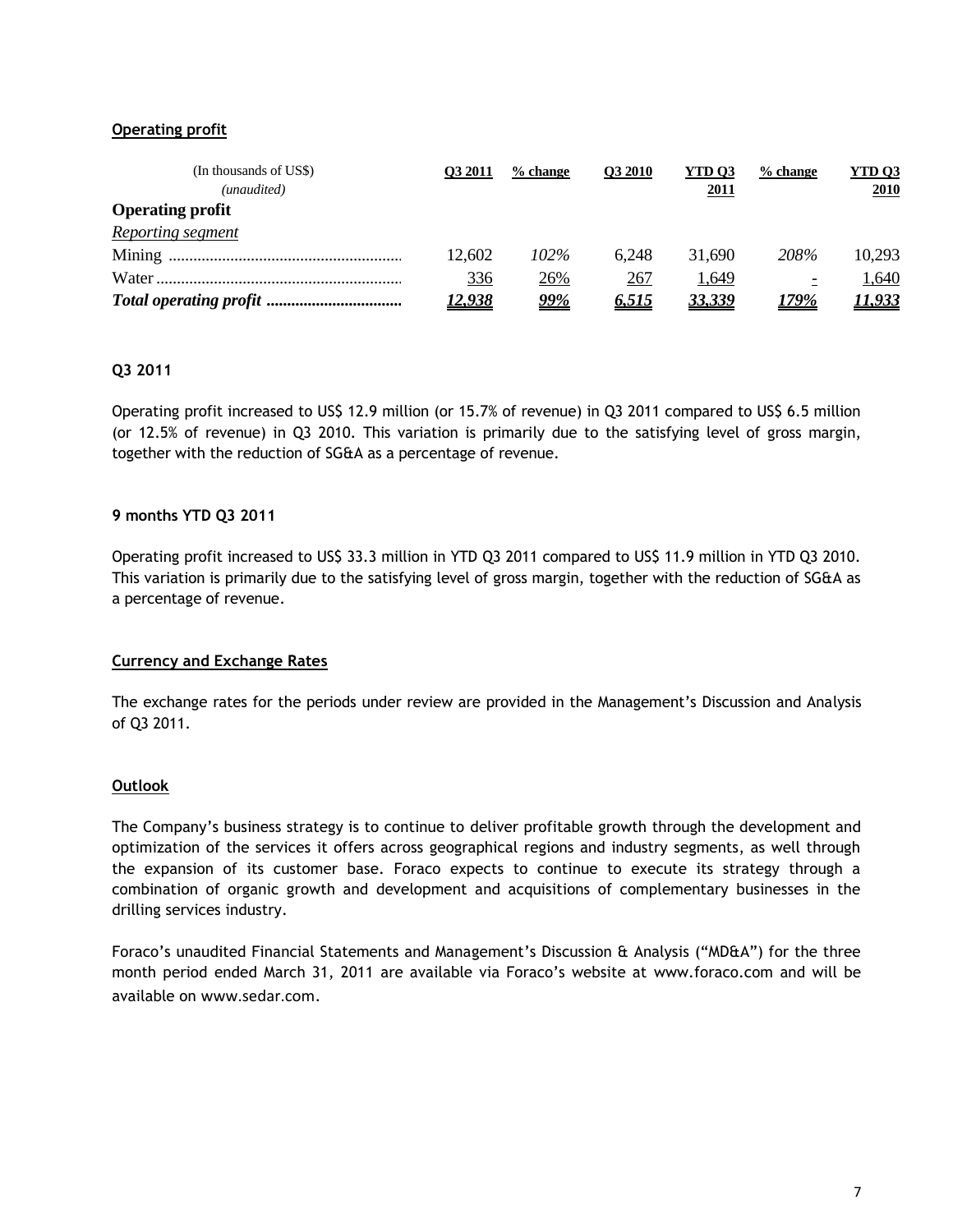**Operating profit**

| (In thousands of US$) *(unaudited)* | Q3 2011 | % change | Q3 2010 | YTD Q3 2011 | % change | YTD Q3 2010 |
|---|---|---|---|---|---|---|
| **Operating profit** | | | | | | |
| *Reporting segment* | | | | | | |
| Mining | 12,602 | *102%* | 6,248 | 31,690 | *208%* | 10,293 |
| Water | 336 | 26% | 267 | 1,649 | - | 1,640 |
| ***Total operating profit*** | ***12,938*** | ***99%*** | ***6,515*** | ***33,339*** | ***179%*** | ***11,933*** |

**Q3 2011**

Operating profit increased to US$ 12.9 million (or 15.7% of revenue) in Q3 2011 compared to US$ 6.5 million (or 12.5% of revenue) in Q3 2010. This variation is primarily due to the satisfying level of gross margin, together with the reduction of SG&A as a percentage of revenue.

**9 months YTD Q3 2011**

Operating profit increased to US$ 33.3 million in YTD Q3 2011 compared to US$ 11.9 million in YTD Q3 2010. This variation is primarily due to the satisfying level of gross margin, together with the reduction of SG&A as a percentage of revenue.

**Currency and Exchange Rates**

The exchange rates for the periods under review are provided in the Management's Discussion and Analysis of Q3 2011.

**Outlook**

The Company's business strategy is to continue to deliver profitable growth through the development and optimization of the services it offers across geographical regions and industry segments, as well through the expansion of its customer base. Foraco expects to continue to execute its strategy through a combination of organic growth and development and acquisitions of complementary businesses in the drilling services industry.

Foraco's unaudited Financial Statements and Management's Discussion & Analysis ("MD&A") for the three month period ended March 31, 2011 are available via Foraco's website at www.foraco.com and will be available on www.sedar.com.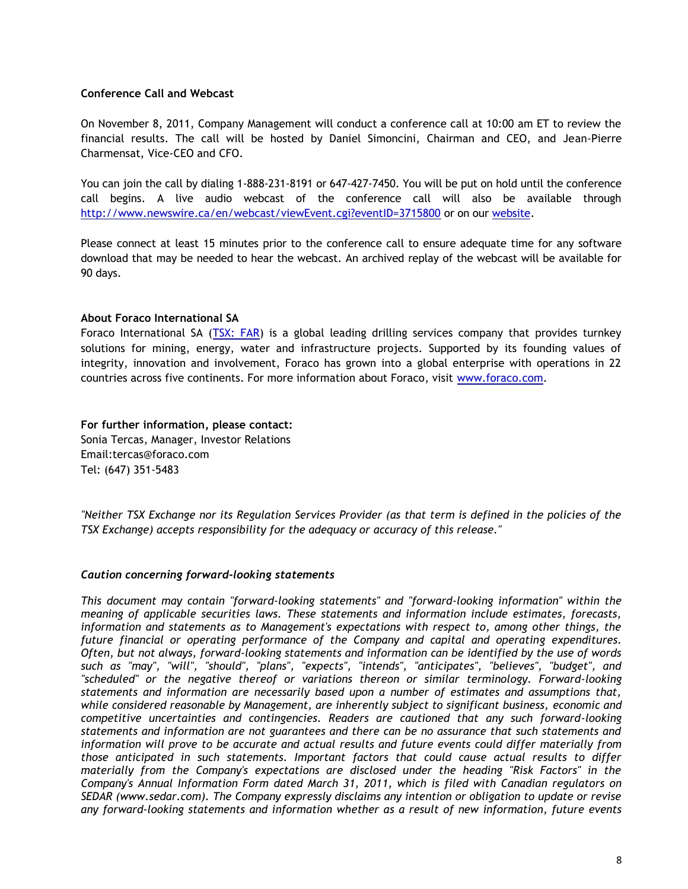**Conference Call and Webcast**

On November 8, 2011, Company Management will conduct a conference call at 10:00 am ET to review the financial results. The call will be hosted by Daniel Simoncini, Chairman and CEO, and Jean-Pierre Charmensat, Vice-CEO and CFO.

You can join the call by dialing 1-888-231-8191 or 647-427-7450. You will be put on hold until the conference call begins. A live audio webcast of the conference call will also be available through http://www.newswire.ca/en/webcast/viewEvent.cgi?eventID=3715800 or on our website.

Please connect at least 15 minutes prior to the conference call to ensure adequate time for any software download that may be needed to hear the webcast. An archived replay of the webcast will be available for 90 days.

**About Foraco International SA**

Foraco International SA (TSX: FAR) is a global leading drilling services company that provides turnkey solutions for mining, energy, water and infrastructure projects. Supported by its founding values of integrity, innovation and involvement, Foraco has grown into a global enterprise with operations in 22 countries across five continents. For more information about Foraco, visit www.foraco.com.

**For further information, please contact:**
Sonia Tercas, Manager, Investor Relations
Email:tercas@foraco.com
Tel: (647) 351-5483

*"Neither TSX Exchange nor its Regulation Services Provider (as that term is defined in the policies of the TSX Exchange) accepts responsibility for the adequacy or accuracy of this release."*

***Caution concerning forward-looking statements***

*This document may contain "forward-looking statements" and "forward-looking information" within the meaning of applicable securities laws. These statements and information include estimates, forecasts, information and statements as to Management's expectations with respect to, among other things, the future financial or operating performance of the Company and capital and operating expenditures. Often, but not always, forward-looking statements and information can be identified by the use of words such as "may", "will", "should", "plans", "expects", "intends", "anticipates", "believes", "budget", and "scheduled" or the negative thereof or variations thereon or similar terminology. Forward-looking statements and information are necessarily based upon a number of estimates and assumptions that, while considered reasonable by Management, are inherently subject to significant business, economic and competitive uncertainties and contingencies. Readers are cautioned that any such forward-looking statements and information are not guarantees and there can be no assurance that such statements and information will prove to be accurate and actual results and future events could differ materially from those anticipated in such statements. Important factors that could cause actual results to differ materially from the Company's expectations are disclosed under the heading "Risk Factors" in the Company's Annual Information Form dated March 31, 2011, which is filed with Canadian regulators on SEDAR (www.sedar.com). The Company expressly disclaims any intention or obligation to update or revise any forward-looking statements and information whether as a result of new information, future events*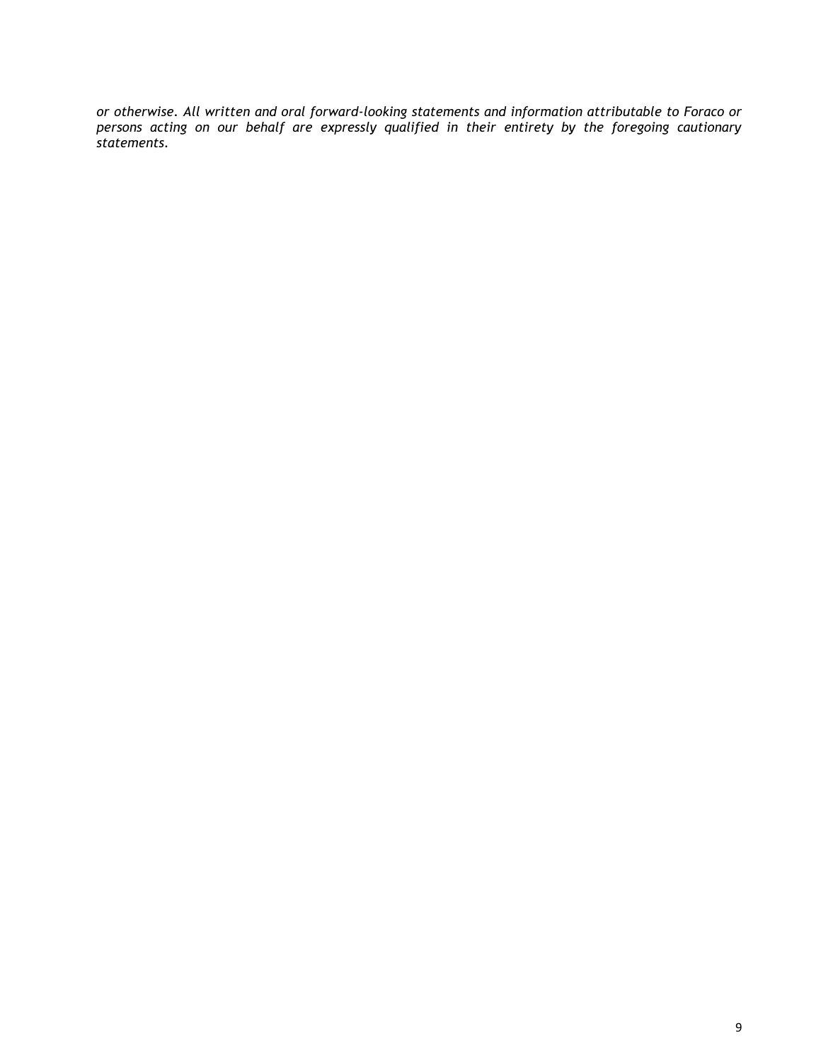*or otherwise. All written and oral forward-looking statements and information attributable to Foraco or persons acting on our behalf are expressly qualified in their entirety by the foregoing cautionary statements.*